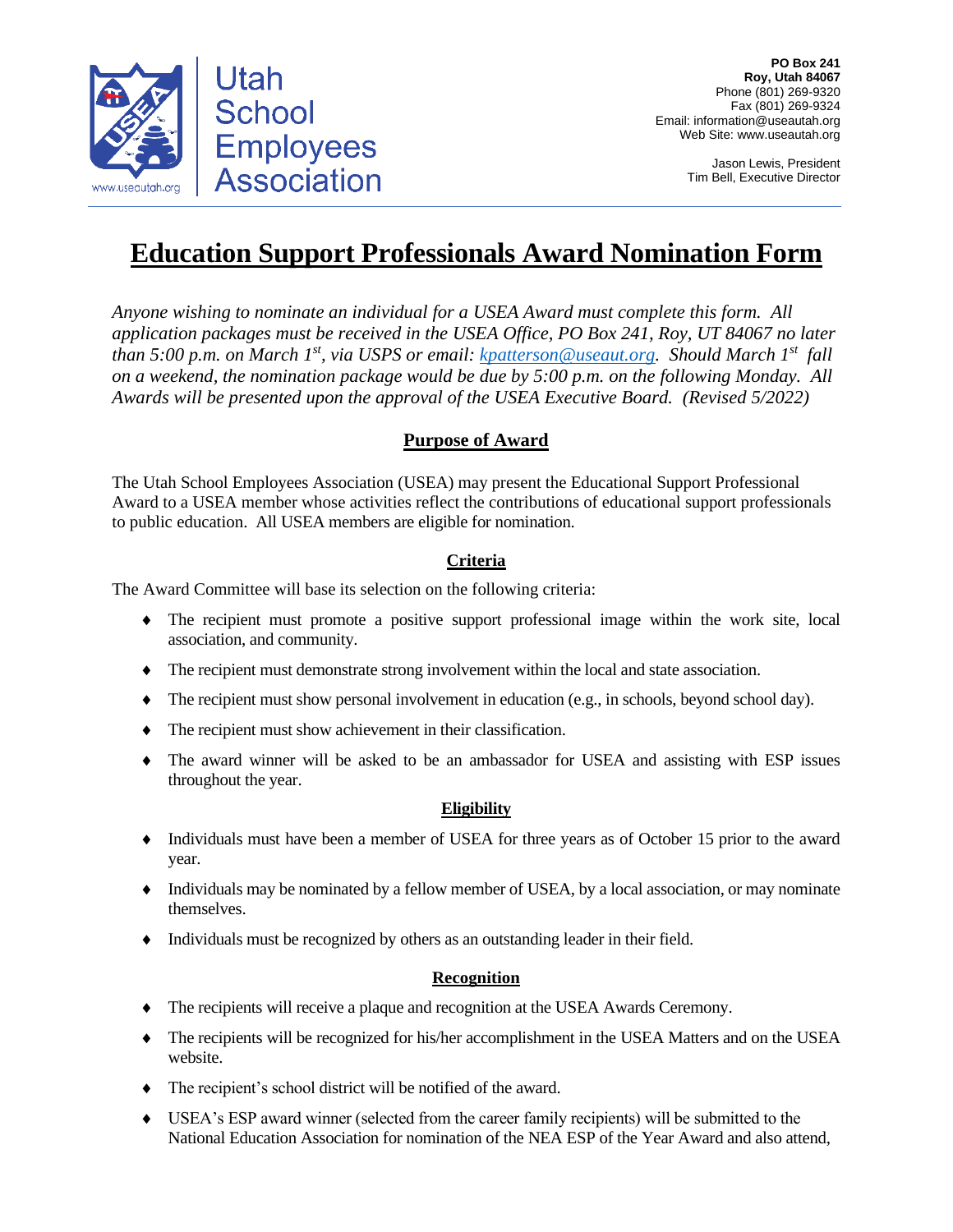Utah School Employees Association

www.useautah.org

**PO Box 241**
**Roy, Utah 84067**
Phone (801) 269-9320
Fax (801) 269-9324
Email: information@useautah.org
Web Site: www.useautah.org

Jason Lewis, President
Tim Bell, Executive Director

# Education Support Professionals Award Nomination Form

*Anyone wishing to nominate an individual for a USEA Award must complete this form. All application packages must be received in the USEA Office, PO Box 241, Roy, UT 84067 no later than 5:00 p.m. on March 1st, via USPS or email: [kpatterson@useaut.org](mailto:kpatterson@useaut.org). Should March 1st fall on a weekend, the nomination package would be due by 5:00 p.m. on the following Monday. All Awards will be presented upon the approval of the USEA Executive Board. (Revised 5/2022)*

## Purpose of Award

The Utah School Employees Association (USEA) may present the Educational Support Professional Award to a USEA member whose activities reflect the contributions of educational support professionals to public education. All USEA members are eligible for nomination.

## Criteria

The Award Committee will base its selection on the following criteria:

- The recipient must promote a positive support professional image within the work site, local association, and community.
- The recipient must demonstrate strong involvement within the local and state association.
- The recipient must show personal involvement in education (e.g., in schools, beyond school day).
- The recipient must show achievement in their classification.
- The award winner will be asked to be an ambassador for USEA and assisting with ESP issues throughout the year.

## Eligibility

- Individuals must have been a member of USEA for three years as of October 15 prior to the award year.
- Individuals may be nominated by a fellow member of USEA, by a local association, or may nominate themselves.
- Individuals must be recognized by others as an outstanding leader in their field.

## Recognition

- The recipients will receive a plaque and recognition at the USEA Awards Ceremony.
- The recipients will be recognized for his/her accomplishment in the USEA Matters and on the USEA website.
- The recipient's school district will be notified of the award.
- USEA's ESP award winner (selected from the career family recipients) will be submitted to the National Education Association for nomination of the NEA ESP of the Year Award and also attend,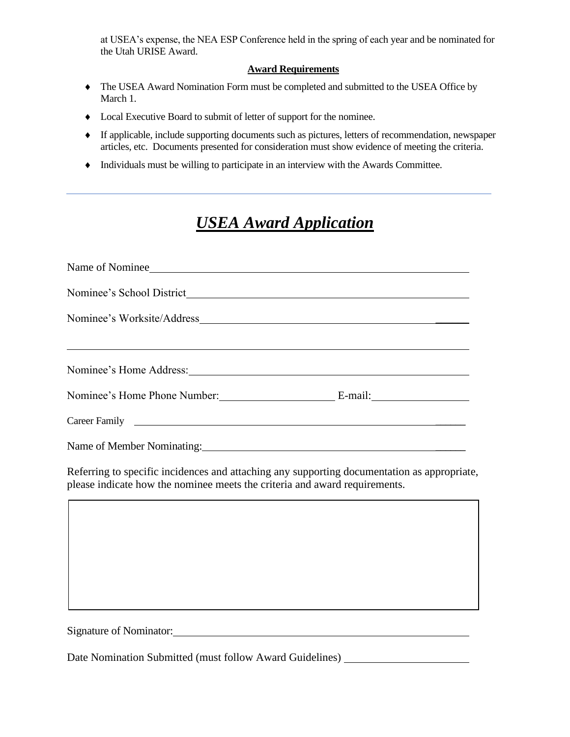at USEA's expense, the NEA ESP Conference held in the spring of each year and be nominated for the Utah URISE Award.

**Award Requirements**

- The USEA Award Nomination Form must be completed and submitted to the USEA Office by March 1.
- Local Executive Board to submit of letter of support for the nominee.
- If applicable, include supporting documents such as pictures, letters of recommendation, newspaper articles, etc. Documents presented for consideration must show evidence of meeting the criteria.
- Individuals must be willing to participate in an interview with the Awards Committee.

---

# ***USEA Award Application***

Name of Nominee ____________________________________________

Nominee's School District ____________________________________________

Nominee's Worksite/Address ____________________________________________

____________________________________________________________

Nominee's Home Address: ____________________________________________

Nominee's Home Phone Number: ____________________ E-mail: ________________

Career Family ____________________________________________

Name of Member Nominating: ____________________________________________

Referring to specific incidences and attaching any supporting documentation as appropriate, please indicate how the nominee meets the criteria and award requirements.

| |
|---|
| |

Signature of Nominator: ____________________________________________

Date Nomination Submitted (must follow Award Guidelines) ______________________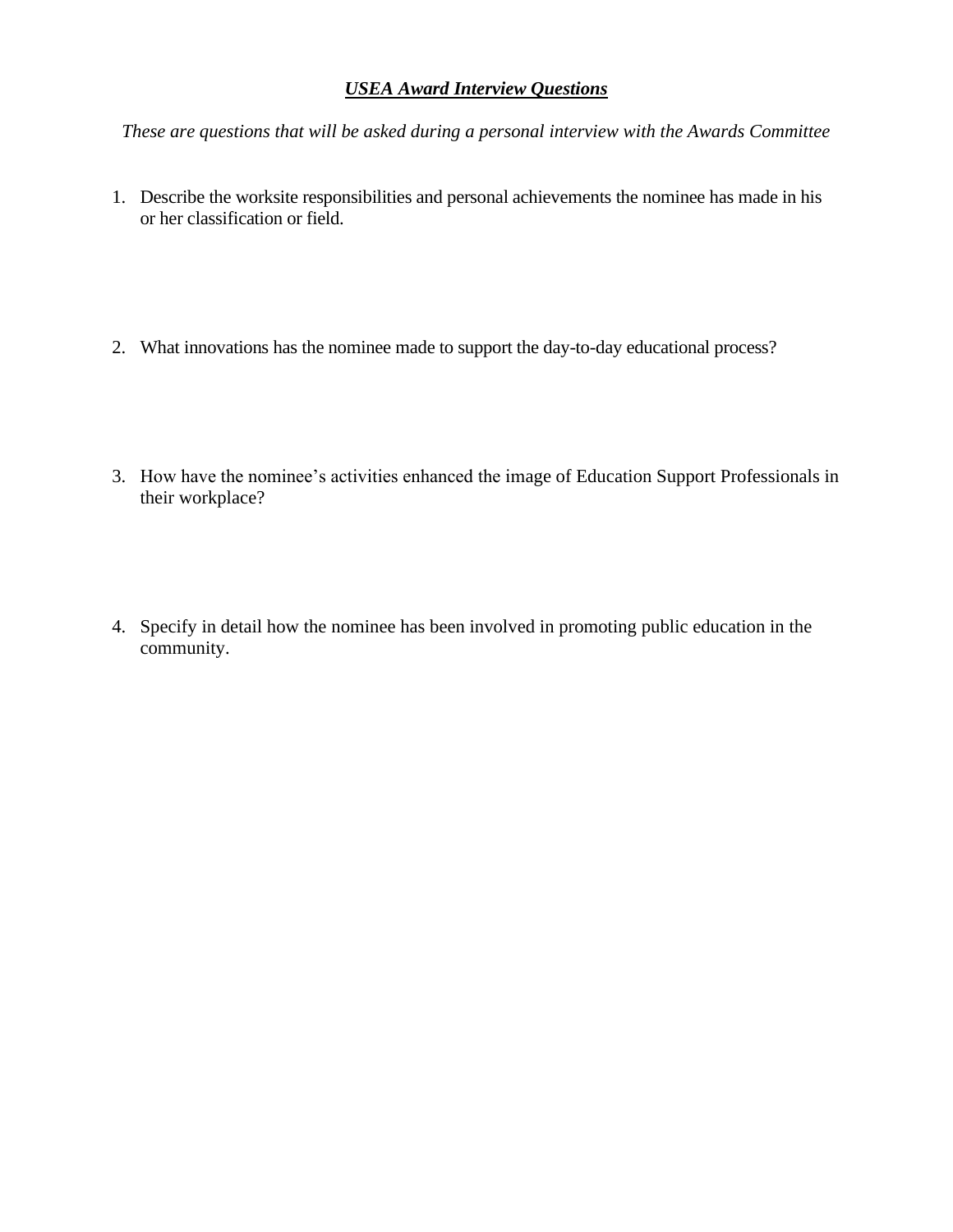# ***USEA Award Interview Questions***

*These are questions that will be asked during a personal interview with the Awards Committee*

1. Describe the worksite responsibilities and personal achievements the nominee has made in his or her classification or field.

2. What innovations has the nominee made to support the day-to-day educational process?

3. How have the nominee's activities enhanced the image of Education Support Professionals in their workplace?

4. Specify in detail how the nominee has been involved in promoting public education in the community.